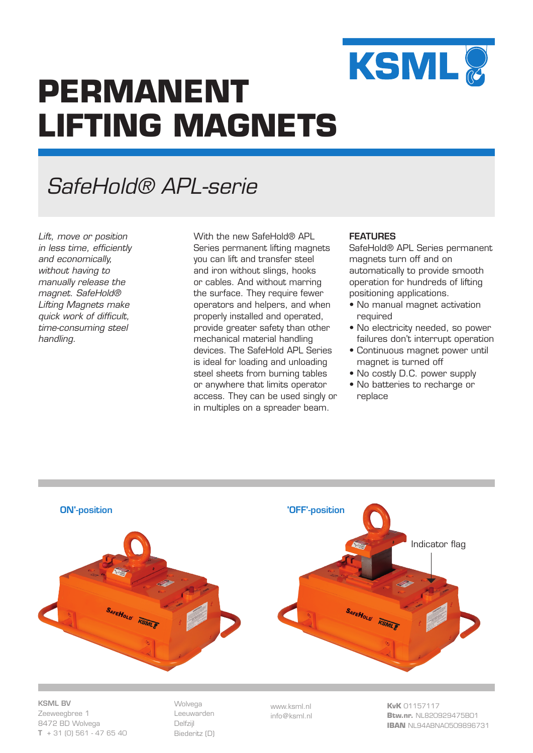# PERMANENT LIFTING MAGNETS

## *SafeHold® APL-serie*

*Lift, move or position in less time, efficiently and economically, without having to manually release the magnet. SafeHold® Lifting Magnets make quick work of difficult, time-consuming steel handling.*

With the new SafeHold® APL Series permanent lifting magnets you can lift and transfer steel and iron without slings, hooks or cables. And without marring the surface. They require fewer operators and helpers, and when properly installed and operated, provide greater safety than other mechanical material handling devices. The SafeHold APL Series is ideal for loading and unloading steel sheets from burning tables or anywhere that limits operator access. They can be used singly or in multiples on a spreader beam.

**FEATURES**

SafeHold® APL Series permanent magnets turn off and on automatically to provide smooth operation for hundreds of lifting positioning applications.

- No manual magnet activation required
- No electricity needed, so power failures don't interrupt operation
- Continuous magnet power until magnet is turned off
- No costly D.C. power supply
- No batteries to recharge or replace

ON'-position

'OFF'-position

Indicator flag

**KSML BV**
Zeeweegbree 1
8472 BD Wolvega
**T** + 31 (0) 561 - 47 65 40

Wolvega
Leeuwarden
Delfzijl
Biederitz (D)

www.ksml.nl
info@ksml.nl

**KvK** 01157117
**Btw.nr.** NL820929475B01
**IBAN** NL94ABNA0509896731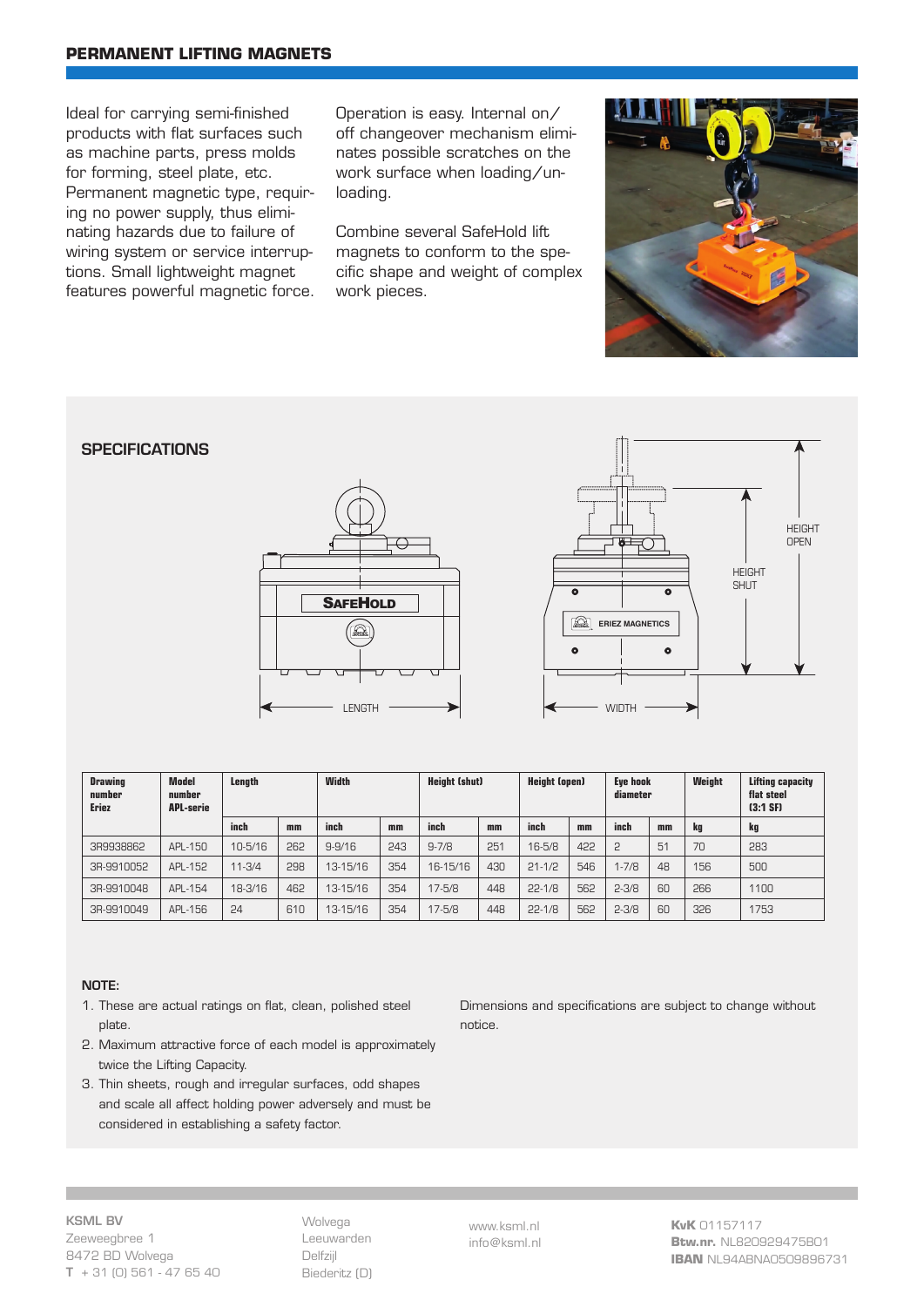## PERMANENT LIFTING MAGNETS

Ideal for carrying semi-finished products with flat surfaces such as machine parts, press molds for forming, steel plate, etc. Permanent magnetic type, requiring no power supply, thus eliminating hazards due to failure of wiring system or service interruptions. Small lightweight magnet features powerful magnetic force.

Operation is easy. Internal on/off changeover mechanism eliminates possible scratches on the work surface when loading/unloading.

Combine several SafeHold lift magnets to conform to the specific shape and weight of complex work pieces.

### SPECIFICATIONS

SAFEHOLD

LENGTH

ERIEZ MAGNETICS

WIDTH

HEIGHT SHUT

HEIGHT OPEN

| Drawing number Eriez | Model number APL-serie | Length | | Width | | Height (shut) | | Height (open) | | Eye hook diameter | | Weight | Lifting capacity flat steel (3:1 SF) |
|---|---|---|---|---|---|---|---|---|---|---|---|---|---|
| | | inch | mm | inch | mm | inch | mm | inch | mm | inch | mm | kg | kg |
| 3R9938862 | APL-150 | 10-5/16 | 262 | 9-9/16 | 243 | 9-7/8 | 251 | 16-5/8 | 422 | 2 | 51 | 70 | 283 |
| 3R-9910052 | APL-152 | 11-3/4 | 298 | 13-15/16 | 354 | 16-15/16 | 430 | 21-1/2 | 546 | 1-7/8 | 48 | 156 | 500 |
| 3R-9910048 | APL-154 | 18-3/16 | 462 | 13-15/16 | 354 | 17-5/8 | 448 | 22-1/8 | 562 | 2-3/8 | 60 | 266 | 1100 |
| 3R-9910049 | APL-156 | 24 | 610 | 13-15/16 | 354 | 17-5/8 | 448 | 22-1/8 | 562 | 2-3/8 | 60 | 326 | 1753 |

**NOTE:**

1. These are actual ratings on flat, clean, polished steel plate.
2. Maximum attractive force of each model is approximately twice the Lifting Capacity.
3. Thin sheets, rough and irregular surfaces, odd shapes and scale all affect holding power adversely and must be considered in establishing a safety factor.

Dimensions and specifications are subject to change without notice.

**KSML BV**
Zeeweegbree 1
8472 BD Wolvega
**T** + 31 (0) 561 - 47 65 40

Wolvega
Leeuwarden
Delfzijl
Biederitz (D)

www.ksml.nl
info@ksml.nl

**KvK** 01157117
**Btw.nr.** NL820929475B01
**IBAN** NL94ABNA0509896731